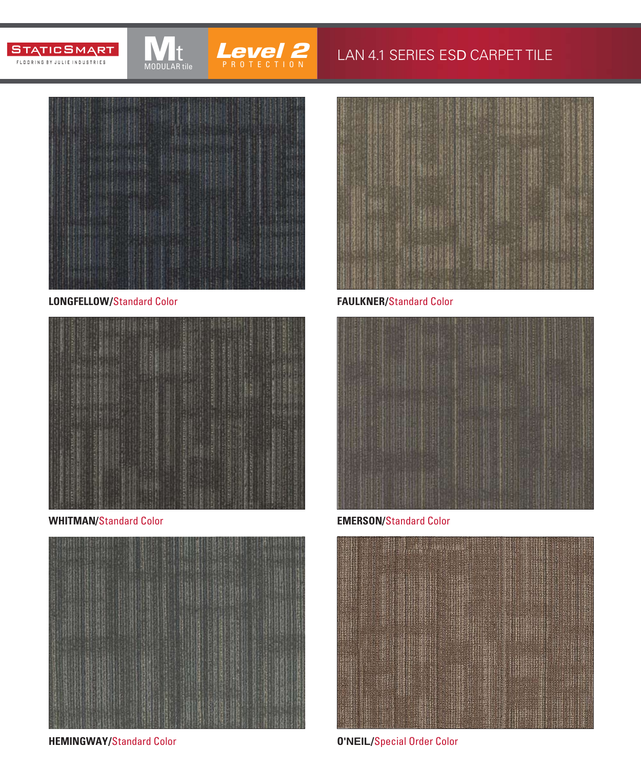STATICSMART
FLOORING BY JULIE INDUSTRIES

Mt MODULAR tile

Level 2 PROTECTION

# LAN 4.1 SERIES ESD CARPET TILE

**LONGFELLOW/**Standard Color

**FAULKNER/**Standard Color

**WHITMAN/**Standard Color

**EMERSON/**Standard Color

**HEMINGWAY/**Standard Color

**O'NEIL/**Special Order Color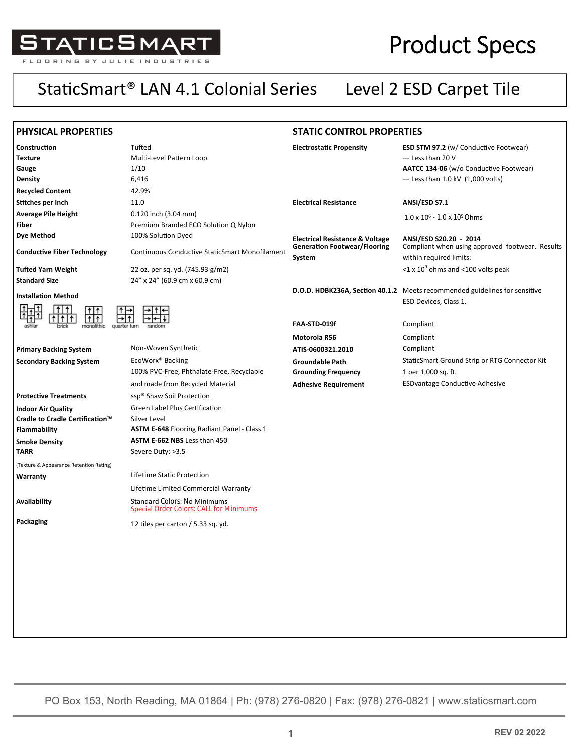# StaticSmart® LAN 4.1 Colonial Series — Level 2 ESD Carpet Tile

Product Specs

## PHYSICAL PROPERTIES

| | |
|---|---|
| **Construction** | Tufted |
| **Texture** | Multi-Level Pattern Loop |
| **Gauge** | 1/10 |
| **Density** | 6,416 |
| **Recycled Content** | 42.9% |
| **Stitches per Inch** | 11.0 |
| **Average Pile Height** | 0.120 inch (3.04 mm) |
| **Fiber** | Premium Branded ECO Solution Q Nylon |
| **Dye Method** | 100% Solution Dyed |
| **Conductive Fiber Technology** | Continuous Conductive StaticSmart Monofilament |
| **Tufted Yarn Weight** | 22 oz. per sq. yd. (745.93 g/m2) |
| **Standard Size** | 24" x 24" (60.9 cm x 60.9 cm) |
| **Installation Method** | ashlar, brick, monolithic, quarter turn, random |
| **Primary Backing System** | Non-Woven Synthetic |
| **Secondary Backing System** | EcoWorx® Backing 100% PVC-Free, Phthalate-Free, Recyclable and made from Recycled Material |
| **Protective Treatments** | ssp® Shaw Soil Protection |
| **Indoor Air Quality** | Green Label Plus Certification |
| **Cradle to Cradle Certification™** | Silver Level |
| **Flammability** | **ASTM E-648** Flooring Radiant Panel - Class 1 |
| **Smoke Density** | **ASTM E-662 NBS** Less than 450 |
| **TARR** (Texture & Appearance Retention Rating) | Severe Duty: >3.5 |
| **Warranty** | Lifetime Static Protection<br>Lifetime Limited Commercial Warranty |
| **Availability** | Standard Colors: No Minimums<br>Special Order Colors: CALL for Minimums |
| **Packaging** | 12 tiles per carton / 5.33 sq. yd. |

## STATIC CONTROL PROPERTIES

| | |
|---|---|
| **Electrostatic Propensity** | **ESD STM 97.2** (w/ Conductive Footwear) — Less than 20 V<br>**AATCC 134-06** (w/o Conductive Footwear) — Less than 1.0 kV (1,000 volts) |
| **Electrical Resistance** | **ANSI/ESD S7.1**<br>$1.0 \times 10^6$ - $1.0 \times 10^9$ Ohms |
| **Electrical Resistance & Voltage Generation Footwear/Flooring System** | **ANSI/ESD S20.20 - 2014**<br>Compliant when using approved footwear. Results within required limits:<br>$<1 \times 10^9$ ohms and <100 volts peak |
| **D.O.D. HDBK236A, Section 40.1.2** | Meets recommended guidelines for sensitive ESD Devices, Class 1. |
| **FAA-STD-019f** | Compliant |
| **Motorola R56** | Compliant |
| **ATIS-0600321.2010** | Compliant |
| **Groundable Path** | StaticSmart Ground Strip or RTG Connector Kit |
| **Grounding Frequency** | 1 per 1,000 sq. ft. |
| **Adhesive Requirement** | ESDvantage Conductive Adhesive |

PO Box 153, North Reading, MA 01864 | Ph: (978) 276-0820 | Fax: (978) 276-0821 | www.staticsmart.com

REV 02 2022